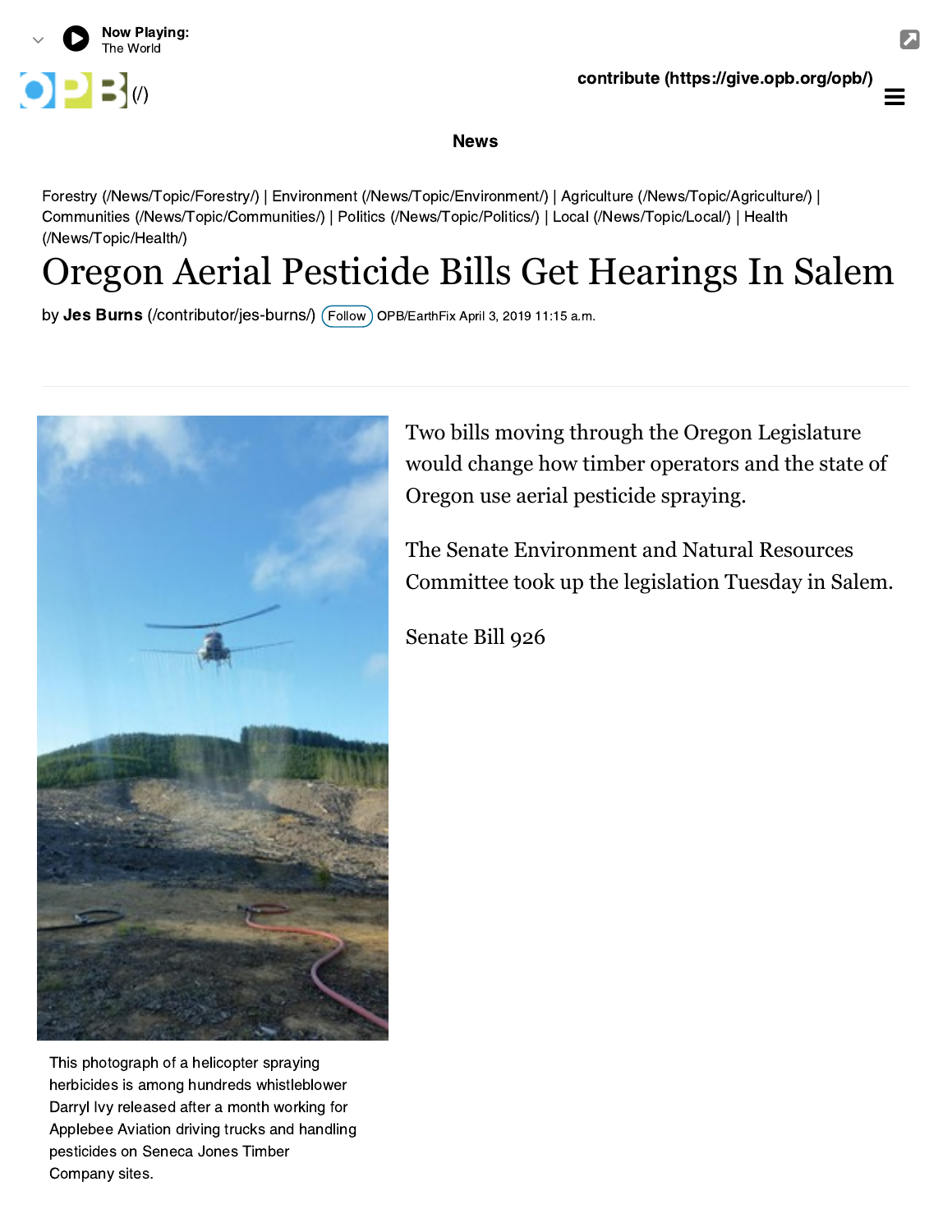Now Playing:
The World

contribute (https://give.opb.org/opb/)

News

Forestry (/News/Topic/Forestry/) | Environment (/News/Topic/Environment/) | Agriculture (/News/Topic/Agriculture/) | Communities (/News/Topic/Communities/) | Politics (/News/Topic/Politics/) | Local (/News/Topic/Local/) | Health (/News/Topic/Health/)

# Oregon Aerial Pesticide Bills Get Hearings In Salem

by **Jes Burns** (/contributor/jes-burns/) Follow OPB/EarthFix April 3, 2019 11:15 a.m.

This photograph of a helicopter spraying herbicides is among hundreds whistleblower Darryl Ivy released after a month working for Applebee Aviation driving trucks and handling pesticides on Seneca Jones Timber Company sites.

Two bills moving through the Oregon Legislature would change how timber operators and the state of Oregon use aerial pesticide spraying.

The Senate Environment and Natural Resources Committee took up the legislation Tuesday in Salem.

Senate Bill 926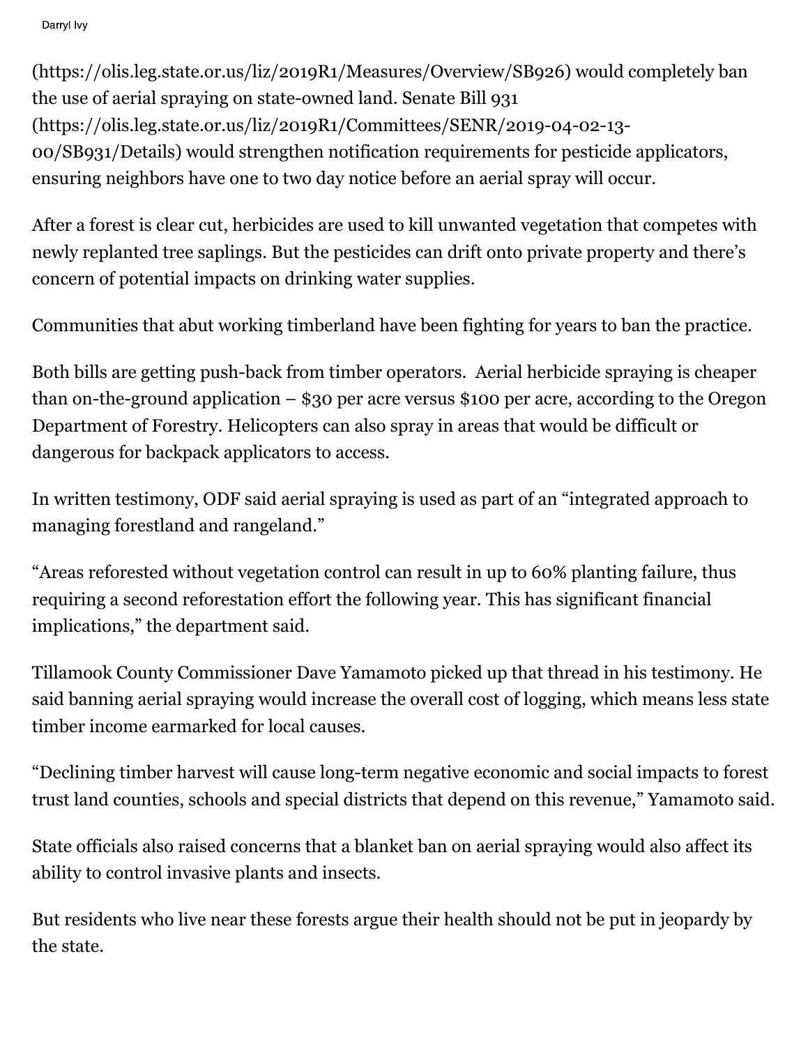(https://olis.leg.state.or.us/liz/2019R1/Measures/Overview/SB926) would completely ban the use of aerial spraying on state-owned land. Senate Bill 931 (https://olis.leg.state.or.us/liz/2019R1/Committees/SENR/2019-04-02-13-00/SB931/Details) would strengthen notification requirements for pesticide applicators, ensuring neighbors have one to two day notice before an aerial spray will occur.

After a forest is clear cut, herbicides are used to kill unwanted vegetation that competes with newly replanted tree saplings. But the pesticides can drift onto private property and there's concern of potential impacts on drinking water supplies.

Communities that abut working timberland have been fighting for years to ban the practice.

Both bills are getting push-back from timber operators. Aerial herbicide spraying is cheaper than on-the-ground application – $30 per acre versus $100 per acre, according to the Oregon Department of Forestry. Helicopters can also spray in areas that would be difficult or dangerous for backpack applicators to access.

In written testimony, ODF said aerial spraying is used as part of an "integrated approach to managing forestland and rangeland."

"Areas reforested without vegetation control can result in up to 60% planting failure, thus requiring a second reforestation effort the following year. This has significant financial implications," the department said.

Tillamook County Commissioner Dave Yamamoto picked up that thread in his testimony. He said banning aerial spraying would increase the overall cost of logging, which means less state timber income earmarked for local causes.

"Declining timber harvest will cause long-term negative economic and social impacts to forest trust land counties, schools and special districts that depend on this revenue," Yamamoto said.

State officials also raised concerns that a blanket ban on aerial spraying would also affect its ability to control invasive plants and insects.

But residents who live near these forests argue their health should not be put in jeopardy by the state.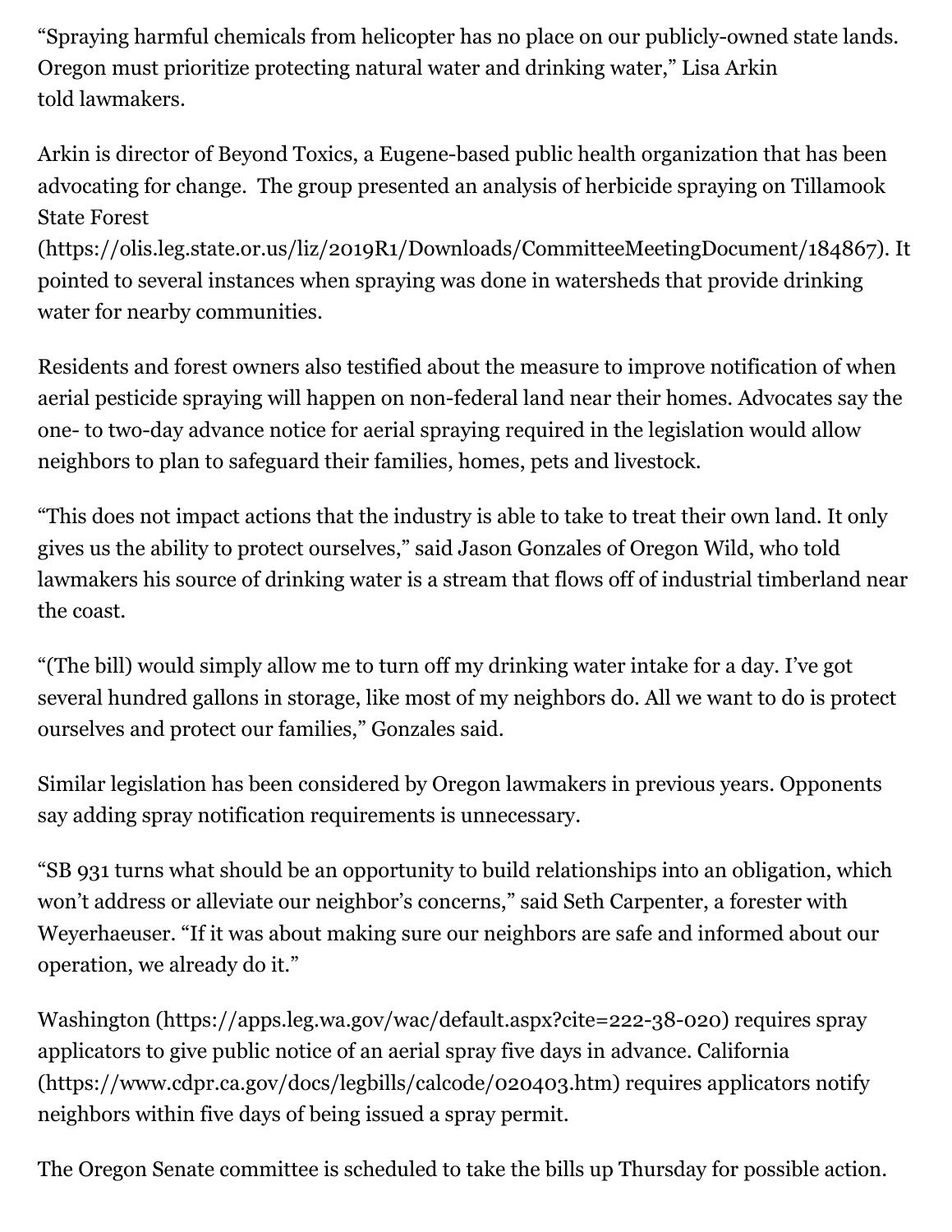"Spraying harmful chemicals from helicopter has no place on our publicly-owned state lands. Oregon must prioritize protecting natural water and drinking water," Lisa Arkin told lawmakers.

Arkin is director of Beyond Toxics, a Eugene-based public health organization that has been advocating for change. The group presented an analysis of herbicide spraying on Tillamook State Forest (https://olis.leg.state.or.us/liz/2019R1/Downloads/CommitteeMeetingDocument/184867). It pointed to several instances when spraying was done in watersheds that provide drinking water for nearby communities.

Residents and forest owners also testified about the measure to improve notification of when aerial pesticide spraying will happen on non-federal land near their homes. Advocates say the one- to two-day advance notice for aerial spraying required in the legislation would allow neighbors to plan to safeguard their families, homes, pets and livestock.

"This does not impact actions that the industry is able to take to treat their own land. It only gives us the ability to protect ourselves," said Jason Gonzales of Oregon Wild, who told lawmakers his source of drinking water is a stream that flows off of industrial timberland near the coast.

"(The bill) would simply allow me to turn off my drinking water intake for a day. I've got several hundred gallons in storage, like most of my neighbors do. All we want to do is protect ourselves and protect our families," Gonzales said.

Similar legislation has been considered by Oregon lawmakers in previous years. Opponents say adding spray notification requirements is unnecessary.

"SB 931 turns what should be an opportunity to build relationships into an obligation, which won't address or alleviate our neighbor's concerns," said Seth Carpenter, a forester with Weyerhaeuser. "If it was about making sure our neighbors are safe and informed about our operation, we already do it."

Washington (https://apps.leg.wa.gov/wac/default.aspx?cite=222-38-020) requires spray applicators to give public notice of an aerial spray five days in advance. California (https://www.cdpr.ca.gov/docs/legbills/calcode/020403.htm) requires applicators notify neighbors within five days of being issued a spray permit.

The Oregon Senate committee is scheduled to take the bills up Thursday for possible action.